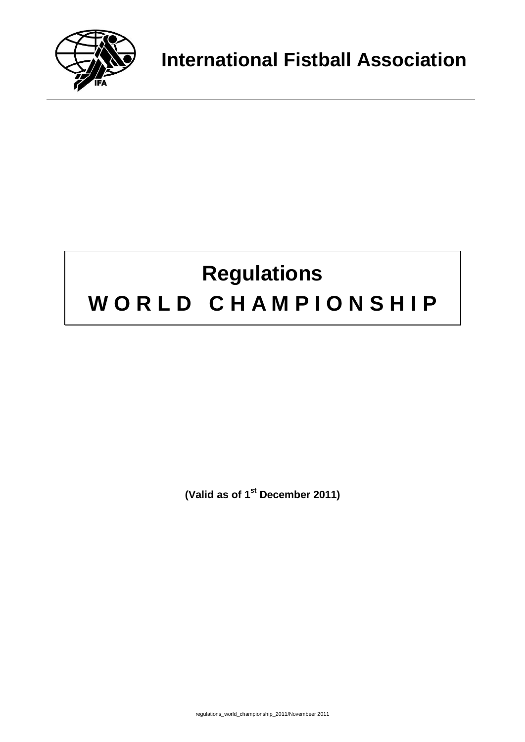# International Fistball Association

# Regulations

# WORLD CHAMPIONSHIP

**(Valid as of 1st December 2011)**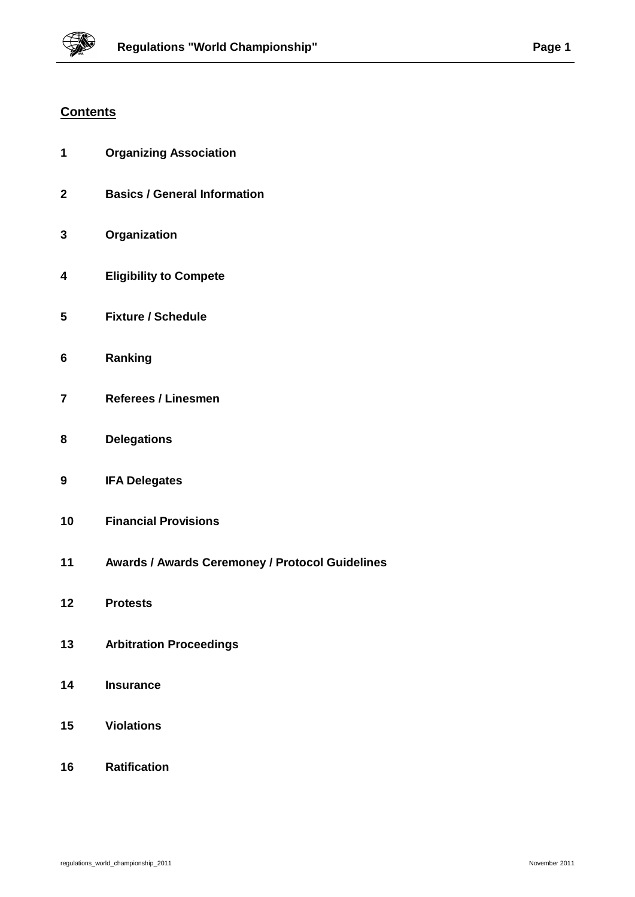## Contents

1 **Organizing Association**

2 **Basics / General Information**

3 **Organization**

4 **Eligibility to Compete**

5 **Fixture / Schedule**

6 **Ranking**

7 **Referees / Linesmen**

8 **Delegations**

9 **IFA Delegates**

10 **Financial Provisions**

11 **Awards / Awards Ceremoney / Protocol Guidelines**

12 **Protests**

13 **Arbitration Proceedings**

14 **Insurance**

15 **Violations**

16 **Ratification**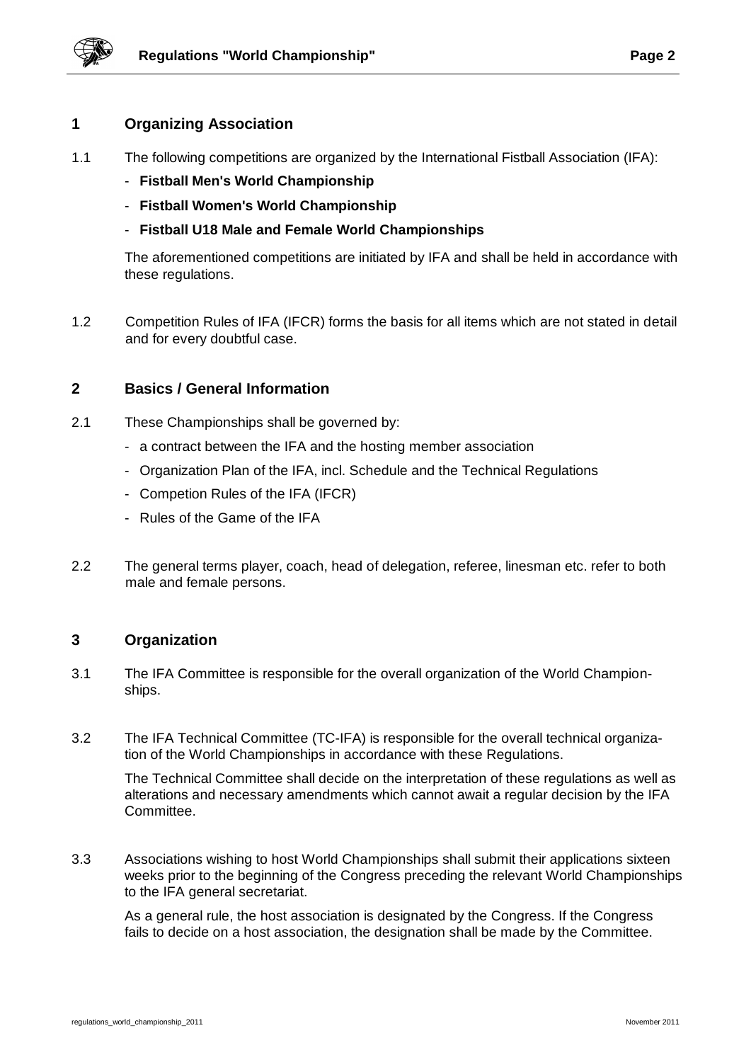## 1 Organizing Association

1.1 The following competitions are organized by the International Fistball Association (IFA):

- **Fistball Men's World Championship**
- **Fistball Women's World Championship**
- **Fistball U18 Male and Female World Championships**

The aforementioned competitions are initiated by IFA and shall be held in accordance with these regulations.

1.2 Competition Rules of IFA (IFCR) forms the basis for all items which are not stated in detail and for every doubtful case.

## 2 Basics / General Information

2.1 These Championships shall be governed by:

- a contract between the IFA and the hosting member association
- Organization Plan of the IFA, incl. Schedule and the Technical Regulations
- Competion Rules of the IFA (IFCR)
- Rules of the Game of the IFA

2.2 The general terms player, coach, head of delegation, referee, linesman etc. refer to both male and female persons.

## 3 Organization

3.1 The IFA Committee is responsible for the overall organization of the World Championships.

3.2 The IFA Technical Committee (TC-IFA) is responsible for the overall technical organization of the World Championships in accordance with these Regulations.

The Technical Committee shall decide on the interpretation of these regulations as well as alterations and necessary amendments which cannot await a regular decision by the IFA Committee.

3.3 Associations wishing to host World Championships shall submit their applications sixteen weeks prior to the beginning of the Congress preceding the relevant World Championships to the IFA general secretariat.

As a general rule, the host association is designated by the Congress. If the Congress fails to decide on a host association, the designation shall be made by the Committee.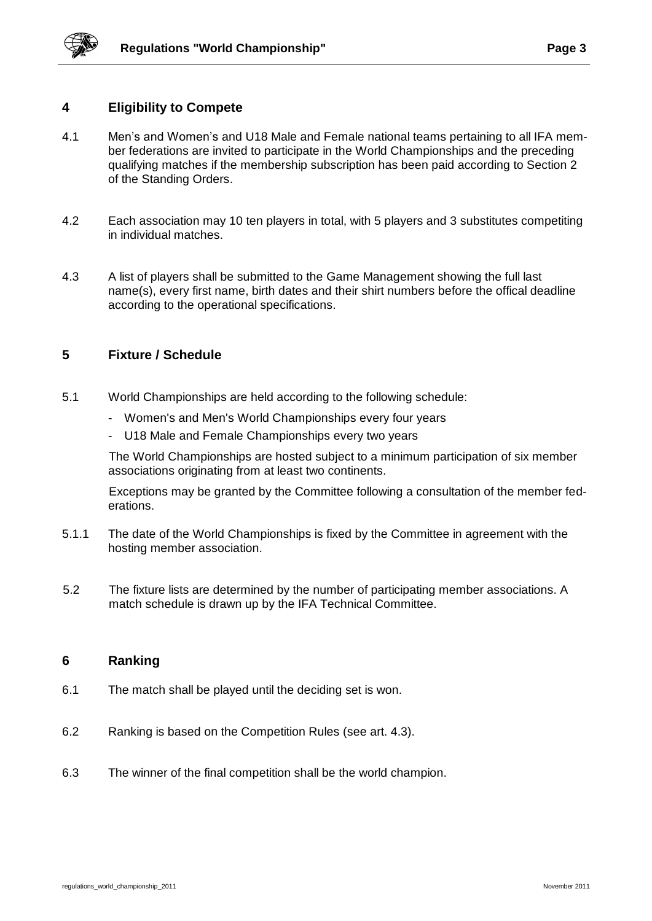## 4 Eligibility to Compete

4.1 Men's and Women's and U18 Male and Female national teams pertaining to all IFA member federations are invited to participate in the World Championships and the preceding qualifying matches if the membership subscription has been paid according to Section 2 of the Standing Orders.

4.2 Each association may 10 ten players in total, with 5 players and 3 substitutes competiting in individual matches.

4.3 A list of players shall be submitted to the Game Management showing the full last name(s), every first name, birth dates and their shirt numbers before the offical deadline according to the operational specifications.

## 5 Fixture / Schedule

5.1 World Championships are held according to the following schedule:

- Women's and Men's World Championships every four years
- U18 Male and Female Championships every two years

The World Championships are hosted subject to a minimum participation of six member associations originating from at least two continents.

Exceptions may be granted by the Committee following a consultation of the member federations.

5.1.1 The date of the World Championships is fixed by the Committee in agreement with the hosting member association.

5.2 The fixture lists are determined by the number of participating member associations. A match schedule is drawn up by the IFA Technical Committee.

## 6 Ranking

6.1 The match shall be played until the deciding set is won.

6.2 Ranking is based on the Competition Rules (see art. 4.3).

6.3 The winner of the final competition shall be the world champion.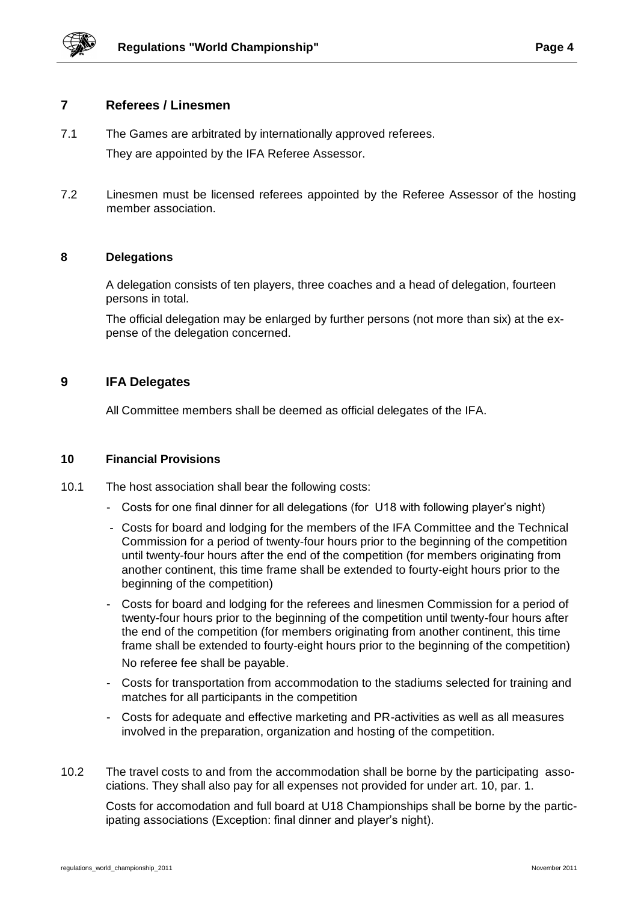## 7 Referees / Linesmen

7.1 The Games are arbitrated by internationally approved referees.

They are appointed by the IFA Referee Assessor.

7.2 Linesmen must be licensed referees appointed by the Referee Assessor of the hosting member association.

## 8 Delegations

A delegation consists of ten players, three coaches and a head of delegation, fourteen persons in total.

The official delegation may be enlarged by further persons (not more than six) at the expense of the delegation concerned.

## 9 IFA Delegates

All Committee members shall be deemed as official delegates of the IFA.

## 10 Financial Provisions

10.1 The host association shall bear the following costs:

- Costs for one final dinner for all delegations (for U18 with following player's night)
- Costs for board and lodging for the members of the IFA Committee and the Technical Commission for a period of twenty-four hours prior to the beginning of the competition until twenty-four hours after the end of the competition (for members originating from another continent, this time frame shall be extended to fourty-eight hours prior to the beginning of the competition)
- Costs for board and lodging for the referees and linesmen Commission for a period of twenty-four hours prior to the beginning of the competition until twenty-four hours after the end of the competition (for members originating from another continent, this time frame shall be extended to fourty-eight hours prior to the beginning of the competition)

  No referee fee shall be payable.
- Costs for transportation from accommodation to the stadiums selected for training and matches for all participants in the competition
- Costs for adequate and effective marketing and PR-activities as well as all measures involved in the preparation, organization and hosting of the competition.

10.2 The travel costs to and from the accommodation shall be borne by the participating associations. They shall also pay for all expenses not provided for under art. 10, par. 1.

Costs for accomodation and full board at U18 Championships shall be borne by the participating associations (Exception: final dinner and player's night).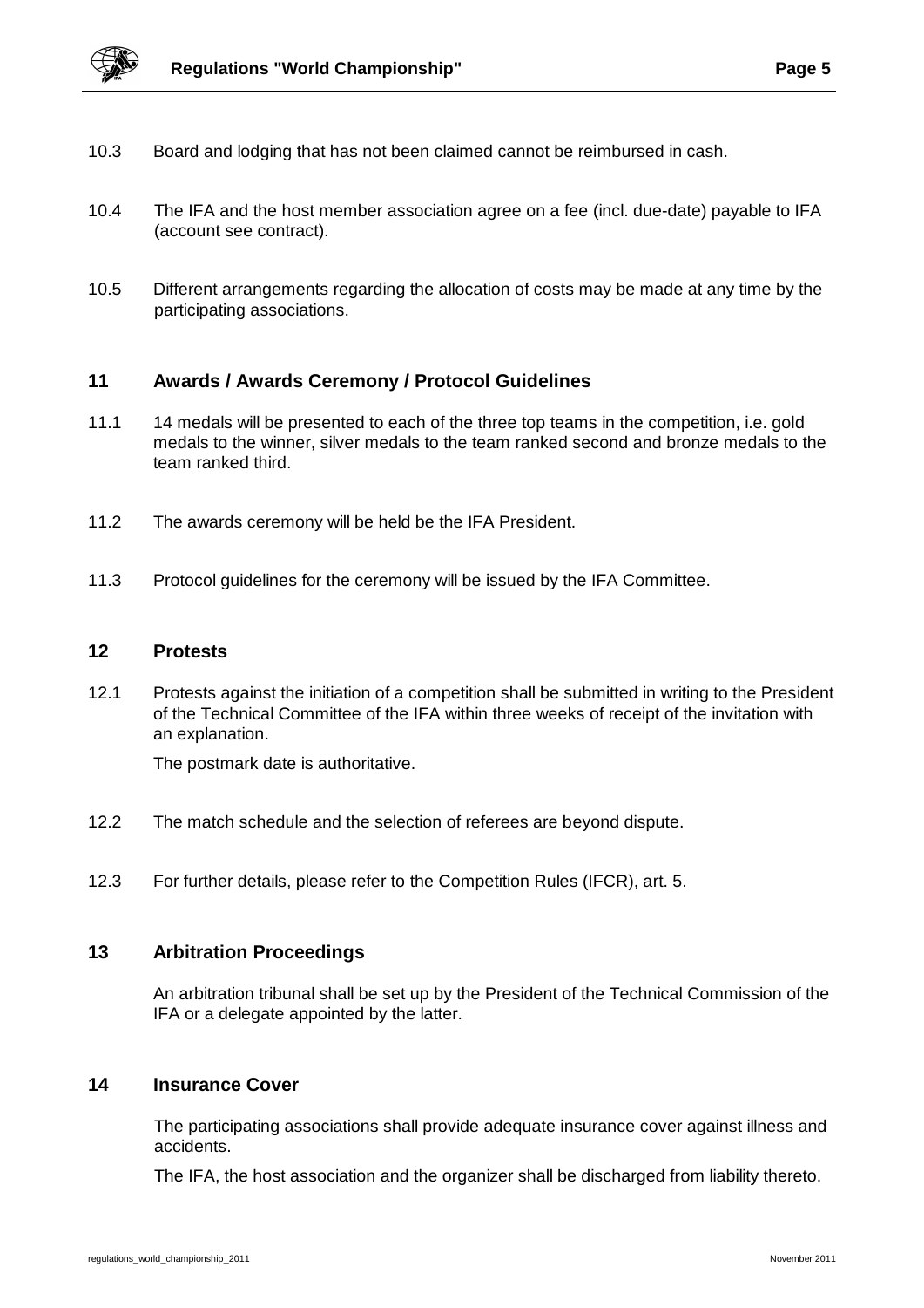10.3 Board and lodging that has not been claimed cannot be reimbursed in cash.

10.4 The IFA and the host member association agree on a fee (incl. due-date) payable to IFA (account see contract).

10.5 Different arrangements regarding the allocation of costs may be made at any time by the participating associations.

## 11 Awards / Awards Ceremony / Protocol Guidelines

11.1 14 medals will be presented to each of the three top teams in the competition, i.e. gold medals to the winner, silver medals to the team ranked second and bronze medals to the team ranked third.

11.2 The awards ceremony will be held be the IFA President.

11.3 Protocol guidelines for the ceremony will be issued by the IFA Committee.

## 12 Protests

12.1 Protests against the initiation of a competition shall be submitted in writing to the President of the Technical Committee of the IFA within three weeks of receipt of the invitation with an explanation.

The postmark date is authoritative.

12.2 The match schedule and the selection of referees are beyond dispute.

12.3 For further details, please refer to the Competition Rules (IFCR), art. 5.

## 13 Arbitration Proceedings

An arbitration tribunal shall be set up by the President of the Technical Commission of the IFA or a delegate appointed by the latter.

## 14 Insurance Cover

The participating associations shall provide adequate insurance cover against illness and accidents.

The IFA, the host association and the organizer shall be discharged from liability thereto.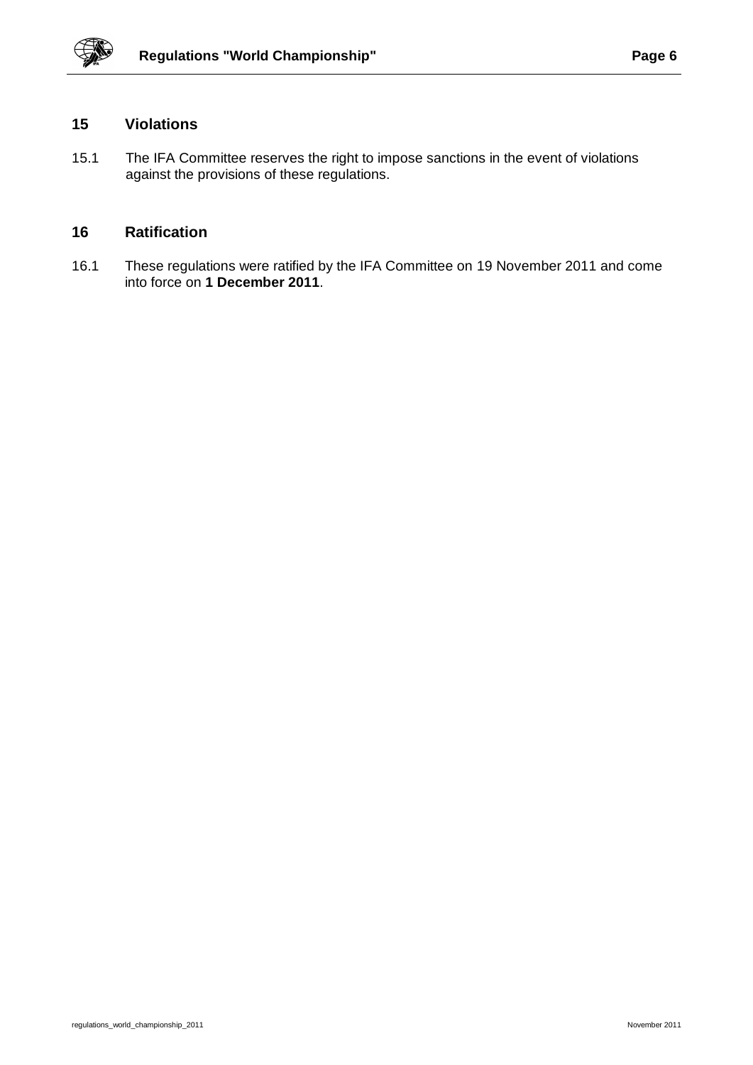## 15 Violations

15.1 The IFA Committee reserves the right to impose sanctions in the event of violations against the provisions of these regulations.

## 16 Ratification

16.1 These regulations were ratified by the IFA Committee on 19 November 2011 and come into force on **1 December 2011**.